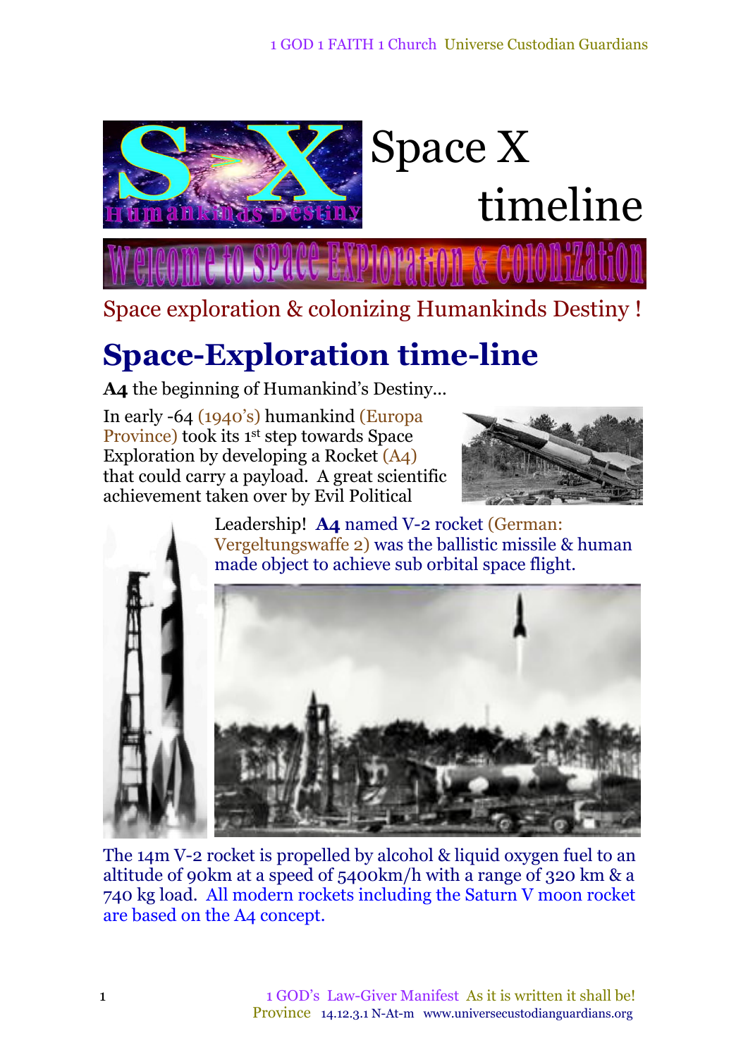# Space X timeline

Welcome to Space Exploration & Colonization

Space exploration & colonizing Humankinds Destiny !

## Space-Exploration time-line

**A4** the beginning of Humankind's Destiny…

In early -64 (1940's) humankind (Europa Province) took its 1st step towards Space Exploration by developing a Rocket (A4) that could carry a payload. A great scientific achievement taken over by Evil Political Leadership! **A4** named V-2 rocket (German: Vergeltungswaffe 2) was the ballistic missile & human made object to achieve sub orbital space flight.

The 14m V-2 rocket is propelled by alcohol & liquid oxygen fuel to an altitude of 90km at a speed of 5400km/h with a range of 320 km & a 740 kg load. All modern rockets including the Saturn V moon rocket are based on the A4 concept.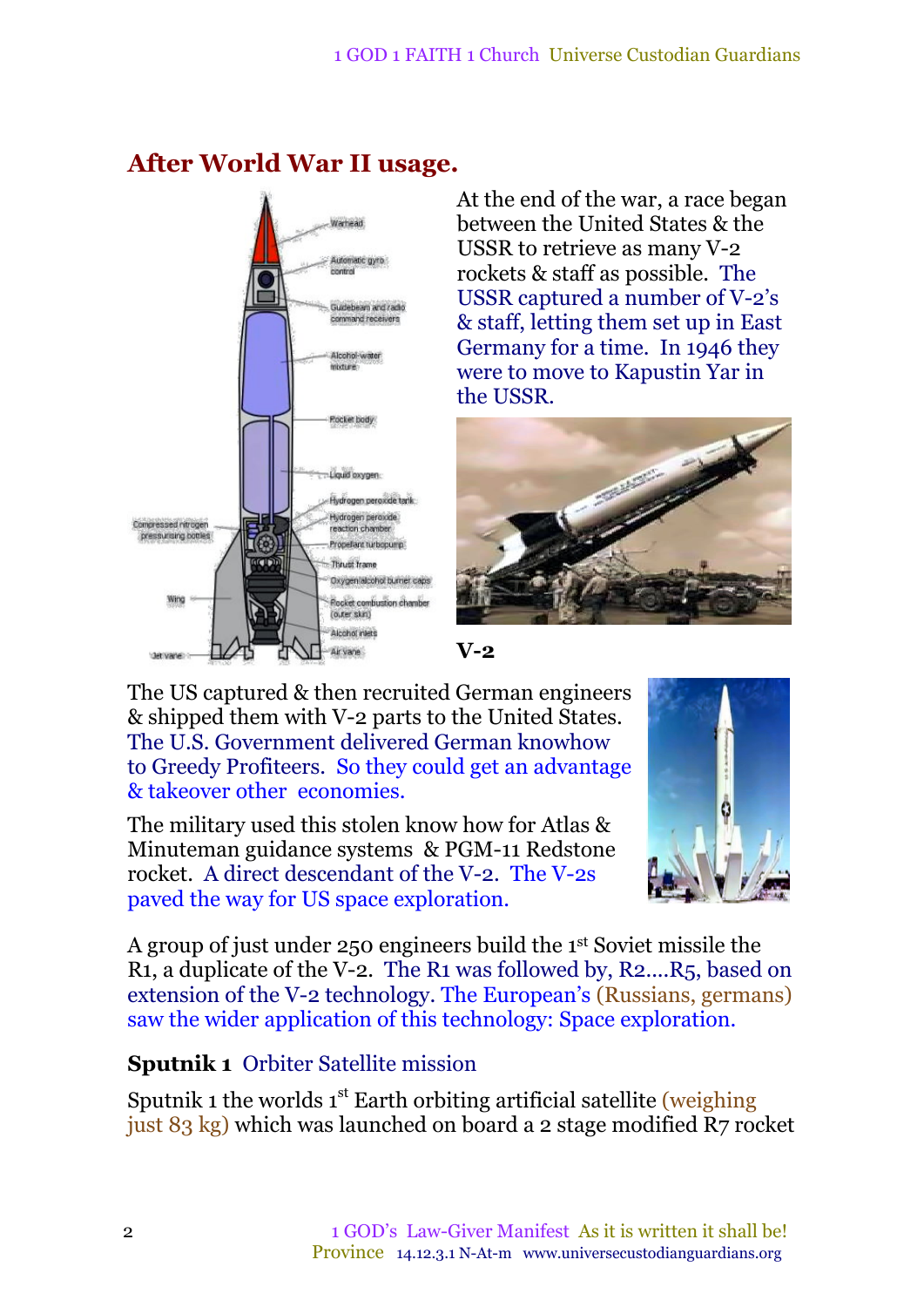## After World War II usage.

At the end of the war, a race began between the United States & the USSR to retrieve as many V-2 rockets & staff as possible. The USSR captured a number of V-2's & staff, letting them set up in East Germany for a time. In 1946 they were to move to Kapustin Yar in the USSR.

**V-2**

The US captured & then recruited German engineers & shipped them with V-2 parts to the United States. The U.S. Government delivered German knowhow to Greedy Profiteers. So they could get an advantage & takeover other economies.

The military used this stolen know how for Atlas & Minuteman guidance systems & PGM-11 Redstone rocket. A direct descendant of the V-2. The V-2s paved the way for US space exploration.

A group of just under 250 engineers build the 1st Soviet missile the R1, a duplicate of the V-2. The R1 was followed by, R2....R5, based on extension of the V-2 technology. The European's (Russians, germans) saw the wider application of this technology: Space exploration.

**Sputnik 1** Orbiter Satellite mission

Sputnik 1 the worlds 1st Earth orbiting artificial satellite (weighing just 83 kg) which was launched on board a 2 stage modified R7 rocket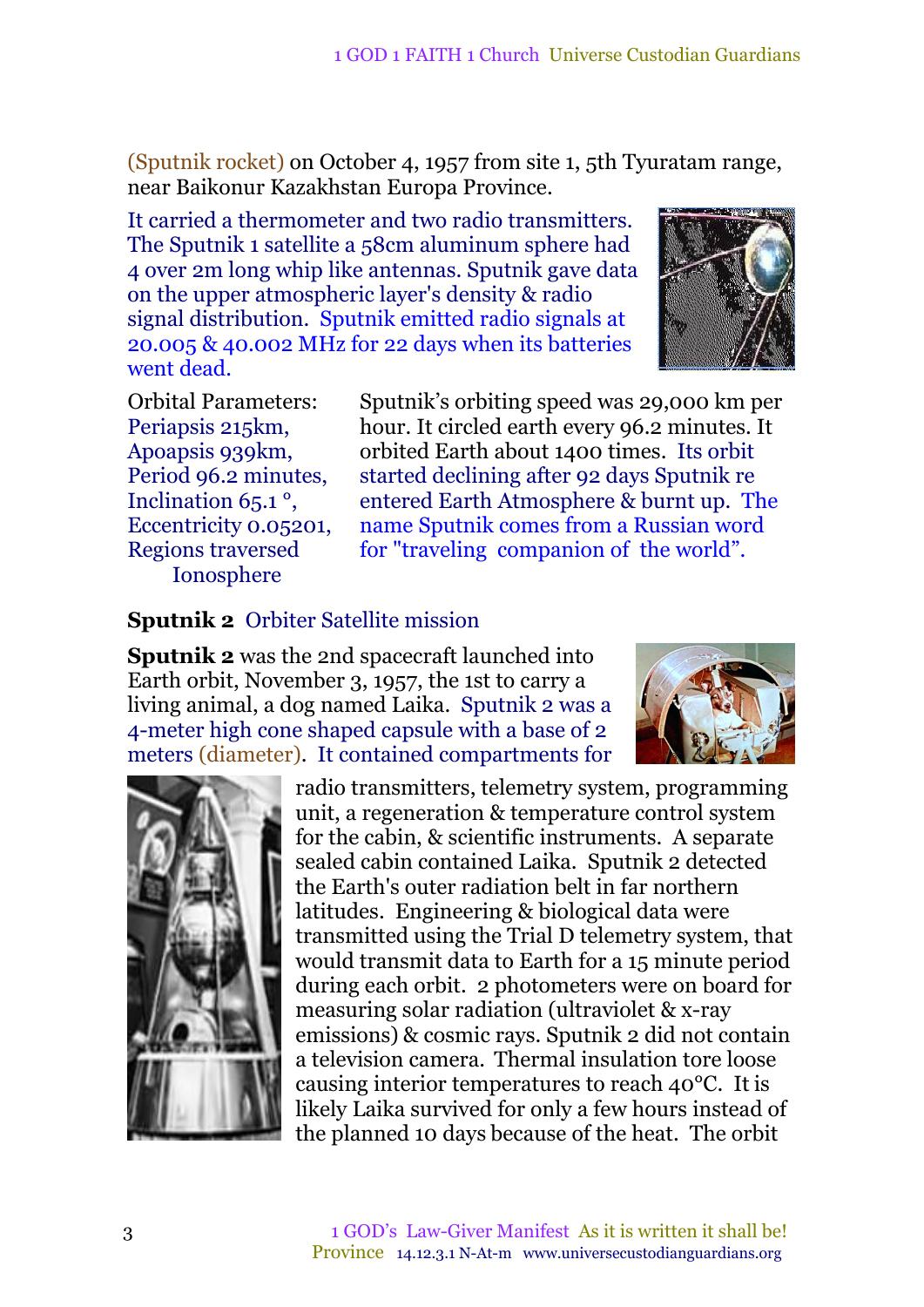(Sputnik rocket) on October 4, 1957 from site 1, 5th Tyuratam range, near Baikonur Kazakhstan Europa Province.

It carried a thermometer and two radio transmitters. The Sputnik 1 satellite a 58cm aluminum sphere had 4 over 2m long whip like antennas. Sputnik gave data on the upper atmospheric layer's density & radio signal distribution. Sputnik emitted radio signals at 20.005 & 40.002 MHz for 22 days when its batteries went dead.

Orbital Parameters:
Periapsis 215km,
Apoapsis 939km,
Period 96.2 minutes,
Inclination 65.1 °,
Eccentricity 0.05201,
Regions traversed
Ionosphere

Sputnik's orbiting speed was 29,000 km per hour. It circled earth every 96.2 minutes. It orbited Earth about 1400 times. Its orbit started declining after 92 days Sputnik re entered Earth Atmosphere & burnt up. The name Sputnik comes from a Russian word for "traveling companion of the world".

**Sputnik 2** Orbiter Satellite mission

**Sputnik 2** was the 2nd spacecraft launched into Earth orbit, November 3, 1957, the 1st to carry a living animal, a dog named Laika. Sputnik 2 was a 4-meter high cone shaped capsule with a base of 2 meters (diameter). It contained compartments for radio transmitters, telemetry system, programming unit, a regeneration & temperature control system for the cabin, & scientific instruments. A separate sealed cabin contained Laika. Sputnik 2 detected the Earth's outer radiation belt in far northern latitudes. Engineering & biological data were transmitted using the Trial D telemetry system, that would transmit data to Earth for a 15 minute period during each orbit. 2 photometers were on board for measuring solar radiation (ultraviolet & x-ray emissions) & cosmic rays. Sputnik 2 did not contain a television camera. Thermal insulation tore loose causing interior temperatures to reach 40°C. It is likely Laika survived for only a few hours instead of the planned 10 days because of the heat. The orbit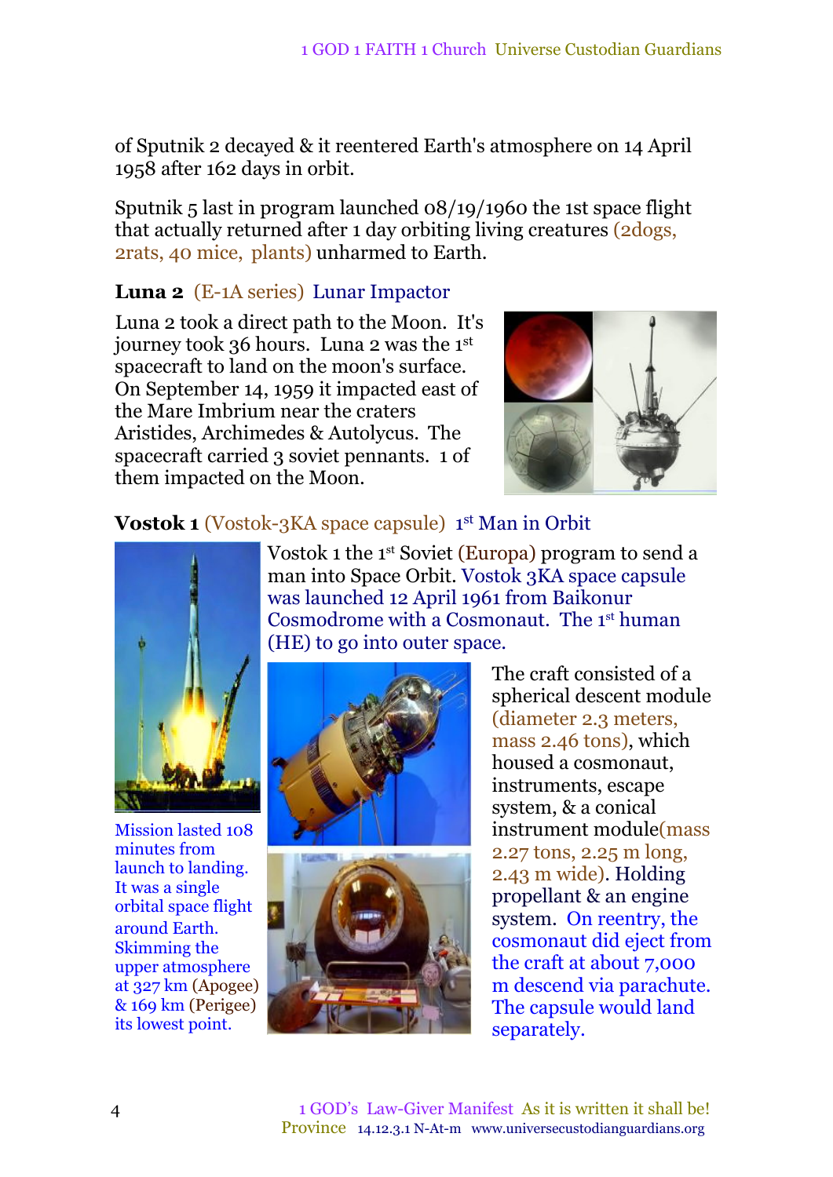of Sputnik 2 decayed & it reentered Earth's atmosphere on 14 April 1958 after 162 days in orbit.

Sputnik 5 last in program launched 08/19/1960 the 1st space flight that actually returned after 1 day orbiting living creatures (2dogs, 2rats, 40 mice, plants) unharmed to Earth.

**Luna 2** (E-1A series) Lunar Impactor

Luna 2 took a direct path to the Moon. It's journey took 36 hours. Luna 2 was the 1st spacecraft to land on the moon's surface. On September 14, 1959 it impacted east of the Mare Imbrium near the craters Aristides, Archimedes & Autolycus. The spacecraft carried 3 soviet pennants. 1 of them impacted on the Moon.

**Vostok 1** (Vostok-3KA space capsule) 1st Man in Orbit

Vostok 1 the 1st Soviet (Europa) program to send a man into Space Orbit. Vostok 3KA space capsule was launched 12 April 1961 from Baikonur Cosmodrome with a Cosmonaut. The 1st human (HE) to go into outer space.

Mission lasted 108 minutes from launch to landing. It was a single orbital space flight around Earth. Skimming the upper atmosphere at 327 km (Apogee) & 169 km (Perigee) its lowest point.

The craft consisted of a spherical descent module (diameter 2.3 meters, mass 2.46 tons), which housed a cosmonaut, instruments, escape system, & a conical instrument module(mass 2.27 tons, 2.25 m long, 2.43 m wide). Holding propellant & an engine system. On reentry, the cosmonaut did eject from the craft at about 7,000 m descend via parachute. The capsule would land separately.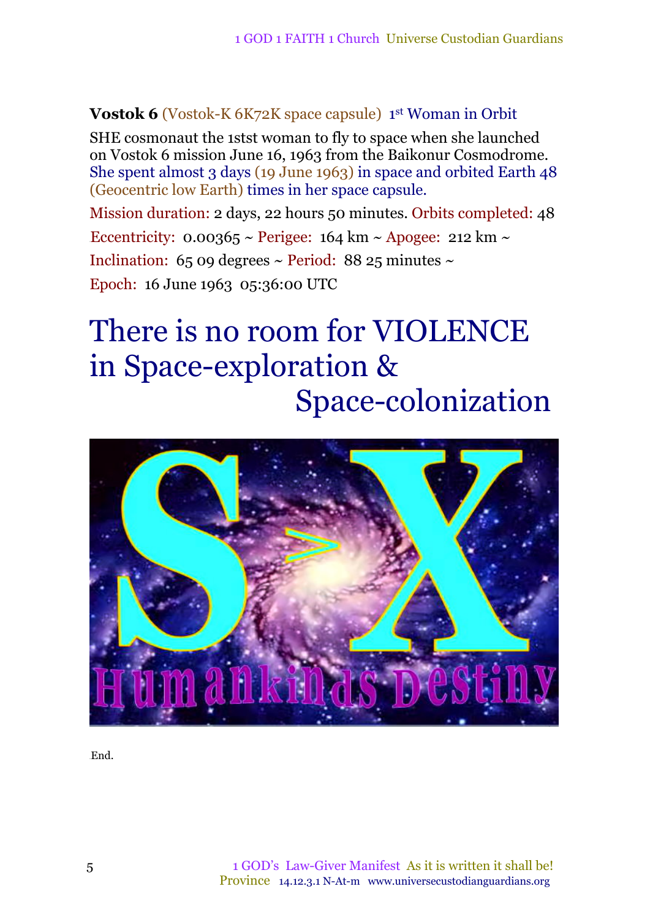**Vostok 6** (Vostok-K 6K72K space capsule) 1st Woman in Orbit

SHE cosmonaut the 1stst woman to fly to space when she launched on Vostok 6 mission June 16, 1963 from the Baikonur Cosmodrome. She spent almost 3 days (19 June 1963) in space and orbited Earth 48 (Geocentric low Earth) times in her space capsule.

Mission duration: 2 days, 22 hours 50 minutes. Orbits completed: 48

Eccentricity: 0.00365 ~ Perigee: 164 km ~ Apogee: 212 km ~

Inclination: 65 09 degrees ~ Period: 88 25 minutes ~

Epoch: 16 June 1963 05:36:00 UTC

# There is no room for VIOLENCE in Space-exploration & Space-colonization

S>X

Humankinds Destiny

End.